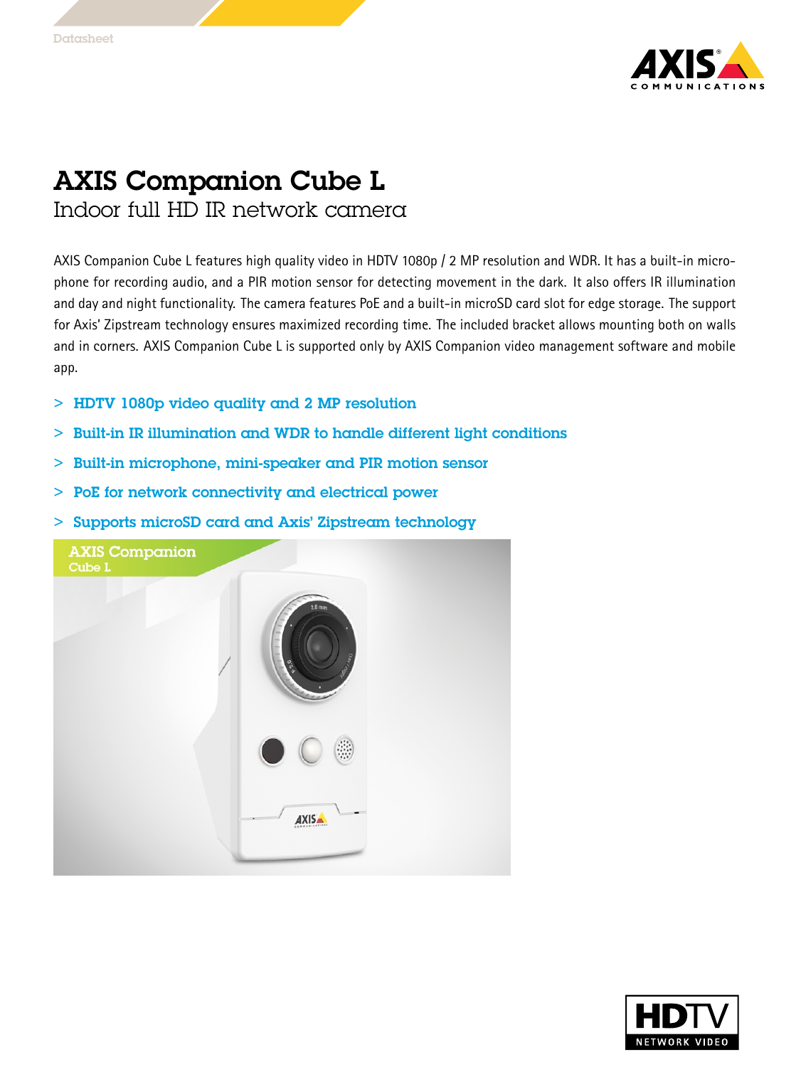Datasheet

# AXIS Companion Cube L

## Indoor full HD IR network camera

AXIS Companion Cube L features high quality video in HDTV 1080p / 2 MP resolution and WDR. It has a built-in microphone for recording audio, and a PIR motion sensor for detecting movement in the dark. It also offers IR illumination and day and night functionality. The camera features PoE and a built-in microSD card slot for edge storage. The support for Axis' Zipstream technology ensures maximized recording time. The included bracket allows mounting both on walls and in corners. AXIS Companion Cube L is supported only by AXIS Companion video management software and mobile app.

- **HDTV 1080p video quality and 2 MP resolution**
- **Built-in IR illumination and WDR to handle different light conditions**
- **Built-in microphone, mini-speaker and PIR motion sensor**
- **PoE for network connectivity and electrical power**
- **Supports microSD card and Axis' Zipstream technology**

AXIS Companion Cube L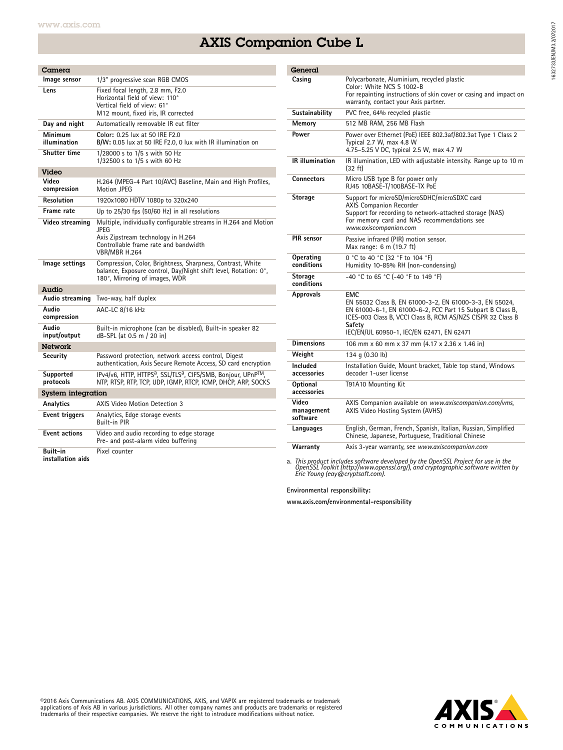# AXIS Companion Cube L

## Camera

| | |
|---|---|
| Image sensor | 1/3" progressive scan RGB CMOS |
| Lens | Fixed focal length, 2.8 mm, F2.0<br>Horizontal field of view: 110°<br>Vertical field of view: 61°<br>M12 mount, fixed iris, IR corrected |
| Day and night | Automatically removable IR cut filter |
| Minimum illumination | **Color:** 0.25 lux at 50 IRE F2.0<br>**B/W:** 0.05 lux at 50 IRE F2.0, 0 lux with IR illumination on |
| Shutter time | 1/28000 s to 1/5 s with 50 Hz<br>1/32500 s to 1/5 s with 60 Hz |

## Video

| | |
|---|---|
| Video compression | H.264 (MPEG-4 Part 10/AVC) Baseline, Main and High Profiles, Motion JPEG |
| Resolution | 1920x1080 HDTV 1080p to 320x240 |
| Frame rate | Up to 25/30 fps (50/60 Hz) in all resolutions |
| Video streaming | Multiple, individually configurable streams in H.264 and Motion JPEG<br>Axis Zipstream technology in H.264<br>Controllable frame rate and bandwidth<br>VBR/MBR H.264 |
| Image settings | Compression, Color, Brightness, Sharpness, Contrast, White balance, Exposure control, Day/Night shift level, Rotation: 0°, 180°, Mirroring of images, WDR |

## Audio

| | |
|---|---|
| Audio streaming | Two-way, half duplex |
| Audio compression | AAC-LC 8/16 kHz |
| Audio input/output | Built-in microphone (can be disabled), Built-in speaker 82 dB-SPL (at 0.5 m / 20 in) |

## Network

| | |
|---|---|
| Security | Password protection, network access control, Digest authentication, Axis Secure Remote Access, SD card encryption |
| Supported protocols | IPv4/v6, HTTP, HTTPS[a], SSL/TLS[a], CIFS/SMB, Bonjour, UPnP™, NTP, RTSP, RTP, TCP, UDP, IGMP, RTCP, ICMP, DHCP, ARP, SOCKS |

## System integration

| | |
|---|---|
| Analytics | AXIS Video Motion Detection 3 |
| Event triggers | Analytics, Edge storage events<br>Built-in PIR |
| Event actions | Video and audio recording to edge storage<br>Pre- and post-alarm video buffering |
| Built-in installation aids | Pixel counter |

## General

| | |
|---|---|
| Casing | Polycarbonate, Aluminium, recycled plastic<br>Color: White NCS S 1002-B<br>For repainting instructions of skin cover or casing and impact on warranty, contact your Axis partner. |
| Sustainability | PVC free, 64% recycled plastic |
| Memory | 512 MB RAM, 256 MB Flash |
| Power | Power over Ethernet (PoE) IEEE 802.3af/802.3at Type 1 Class 2<br>Typical 2.7 W, max 4.8 W<br>4.75–5.25 V DC, typical 2.5 W, max 4.7 W |
| IR illumination | IR illumination, LED with adjustable intensity. Range up to 10 m (32 ft) |
| Connectors | Micro USB type B for power only<br>RJ45 10BASE-T/100BASE-TX PoE |
| Storage | Support for microSD/microSDHC/microSDXC card<br>AXIS Companion Recorder<br>Support for recording to network-attached storage (NAS)<br>For memory card and NAS recommendations see *www.axiscompanion.com* |
| PIR sensor | Passive infrared (PIR) motion sensor.<br>Max range: 6 m (19.7 ft) |
| Operating conditions | 0 °C to 40 °C (32 °F to 104 °F)<br>Humidity 10–85% RH (non-condensing) |
| Storage conditions | -40 °C to 65 °C (-40 °F to 149 °F) |
| Approvals | **EMC**<br>EN 55032 Class B, EN 61000-3-2, EN 61000-3-3, EN 55024, EN 61000-6-1, EN 61000-6-2, FCC Part 15 Subpart B Class B, ICES-003 Class B, VCCI Class B, RCM AS/NZS CISPR 32 Class B<br>**Safety**<br>IEC/EN/UL 60950-1, IEC/EN 62471, EN 62471 |
| Dimensions | 106 mm x 60 mm x 37 mm (4.17 x 2.36 x 1.46 in) |
| Weight | 134 g (0.30 lb) |
| Included accessories | Installation Guide, Mount bracket, Table top stand, Windows decoder 1-user license |
| Optional accessories | T91A10 Mounting Kit |
| Video management software | AXIS Companion available on *www.axiscompanion.com/vms*, AXIS Video Hosting System (AVHS) |
| Languages | English, German, French, Spanish, Italian, Russian, Simplified Chinese, Japanese, Portuguese, Traditional Chinese |
| Warranty | Axis 3-year warranty, see *www.axiscompanion.com* |

a. *This product includes software developed by the OpenSSL Project for use in the OpenSSL Toolkit (http://www.openssl.org/), and cryptographic software written by Eric Young (eay@cryptsoft.com).*

**Environmental responsibility:**

**www.axis.com/environmental-responsibility**

©2016 Axis Communications AB. AXIS COMMUNICATIONS, AXIS, and VAPIX are registered trademarks or trademark applications of Axis AB in various jurisdictions. All other company names and products are trademarks or registered trademarks of their respective companies. We reserve the right to introduce modifications without notice.